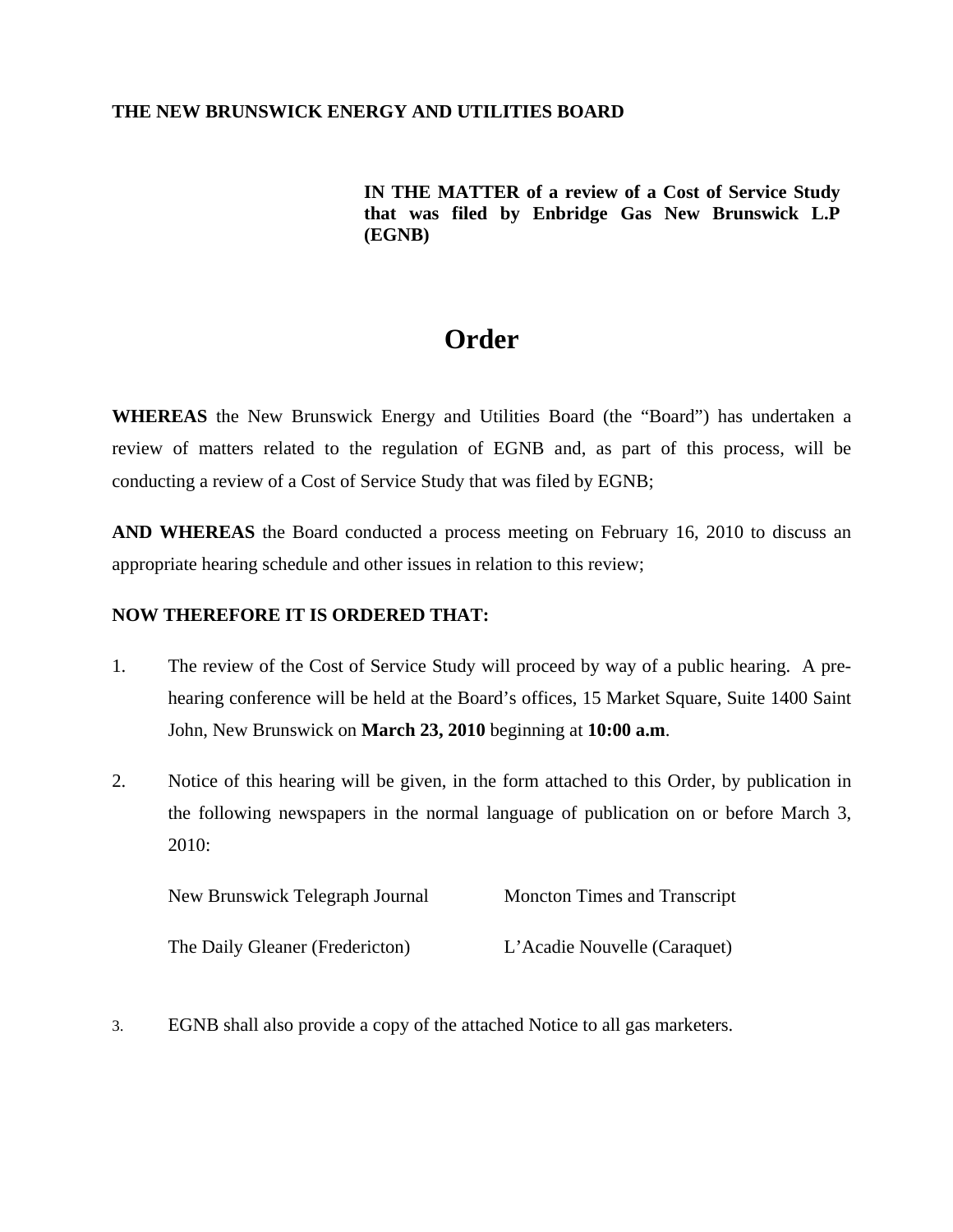**THE NEW BRUNSWICK ENERGY AND UTILITIES BOARD**

**IN THE MATTER of a review of a Cost of Service Study that was filed by Enbridge Gas New Brunswick L.P (EGNB)**

# Order

**WHEREAS** the New Brunswick Energy and Utilities Board (the "Board") has undertaken a review of matters related to the regulation of EGNB and, as part of this process, will be conducting a review of a Cost of Service Study that was filed by EGNB;

**AND WHEREAS** the Board conducted a process meeting on February 16, 2010 to discuss an appropriate hearing schedule and other issues in relation to this review;

**NOW THEREFORE IT IS ORDERED THAT:**

1. The review of the Cost of Service Study will proceed by way of a public hearing. A pre-hearing conference will be held at the Board's offices, 15 Market Square, Suite 1400 Saint John, New Brunswick on **March 23, 2010** beginning at **10:00 a.m**.

2. Notice of this hearing will be given, in the form attached to this Order, by publication in the following newspapers in the normal language of publication on or before March 3, 2010:

   New Brunswick Telegraph Journal
   
   Moncton Times and Transcript
   
   The Daily Gleaner (Fredericton)
   
   L'Acadie Nouvelle (Caraquet)

3. EGNB shall also provide a copy of the attached Notice to all gas marketers.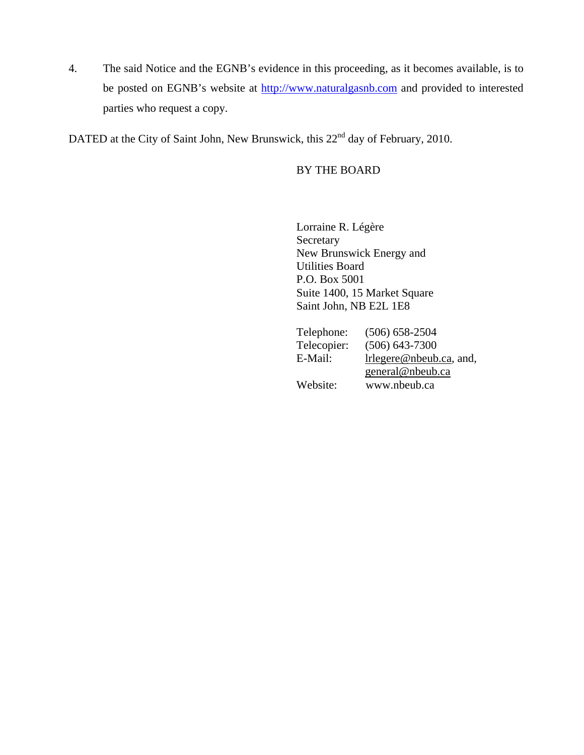4. The said Notice and the EGNB's evidence in this proceeding, as it becomes available, is to be posted on EGNB's website at http://www.naturalgasnb.com and provided to interested parties who request a copy.

DATED at the City of Saint John, New Brunswick, this 22nd day of February, 2010.

BY THE BOARD

Lorraine R. Légère
Secretary
New Brunswick Energy and
Utilities Board
P.O. Box 5001
Suite 1400, 15 Market Square
Saint John, NB E2L 1E8

| | |
|---|---|
| Telephone: | (506) 658-2504 |
| Telecopier: | (506) 643-7300 |
| E-Mail: | lrlegere@nbeub.ca, and, general@nbeub.ca |
| Website: | www.nbeub.ca |